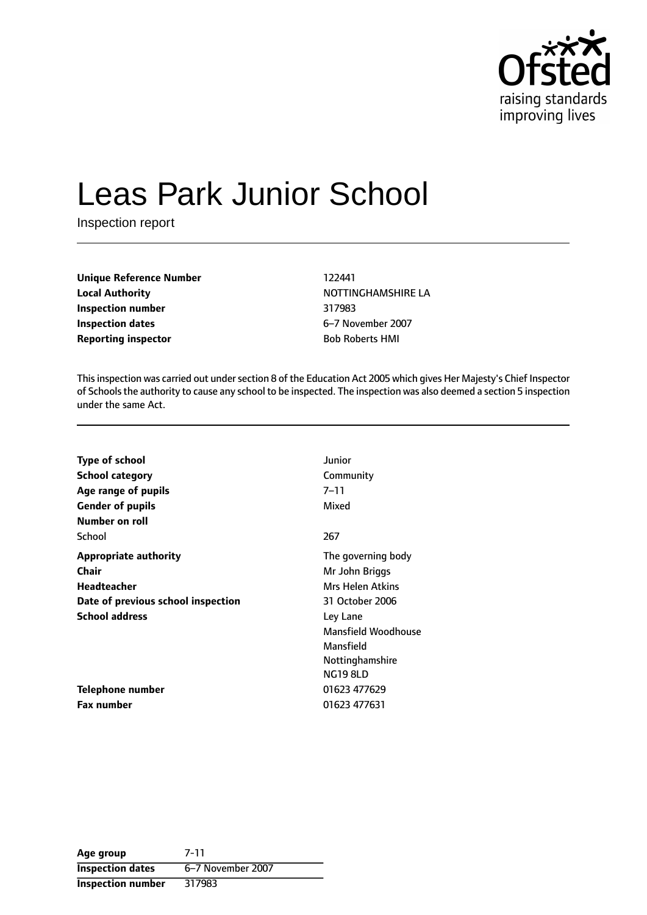# Leas Park Junior School

Inspection report

| | |
|---|---|
| **Unique Reference Number** | 122441 |
| **Local Authority** | NOTTINGHAMSHIRE LA |
| **Inspection number** | 317983 |
| **Inspection dates** | 6–7 November 2007 |
| **Reporting inspector** | Bob Roberts HMI |

This inspection was carried out under section 8 of the Education Act 2005 which gives Her Majesty's Chief Inspector of Schools the authority to cause any school to be inspected. The inspection was also deemed a section 5 inspection under the same Act.

| | |
|---|---|
| **Type of school** | Junior |
| **School category** | Community |
| **Age range of pupils** | 7–11 |
| **Gender of pupils** | Mixed |
| **Number on roll** | |
| School | 267 |
| **Appropriate authority** | The governing body |
| **Chair** | Mr John Briggs |
| **Headteacher** | Mrs Helen Atkins |
| **Date of previous school inspection** | 31 October 2006 |
| **School address** | Ley Lane<br>Mansfield Woodhouse<br>Mansfield<br>Nottinghamshire<br>NG19 8LD |
| **Telephone number** | 01623 477629 |
| **Fax number** | 01623 477631 |

| | |
|---|---|
| **Age group** | 7-11 |
| **Inspection dates** | 6–7 November 2007 |
| **Inspection number** | 317983 |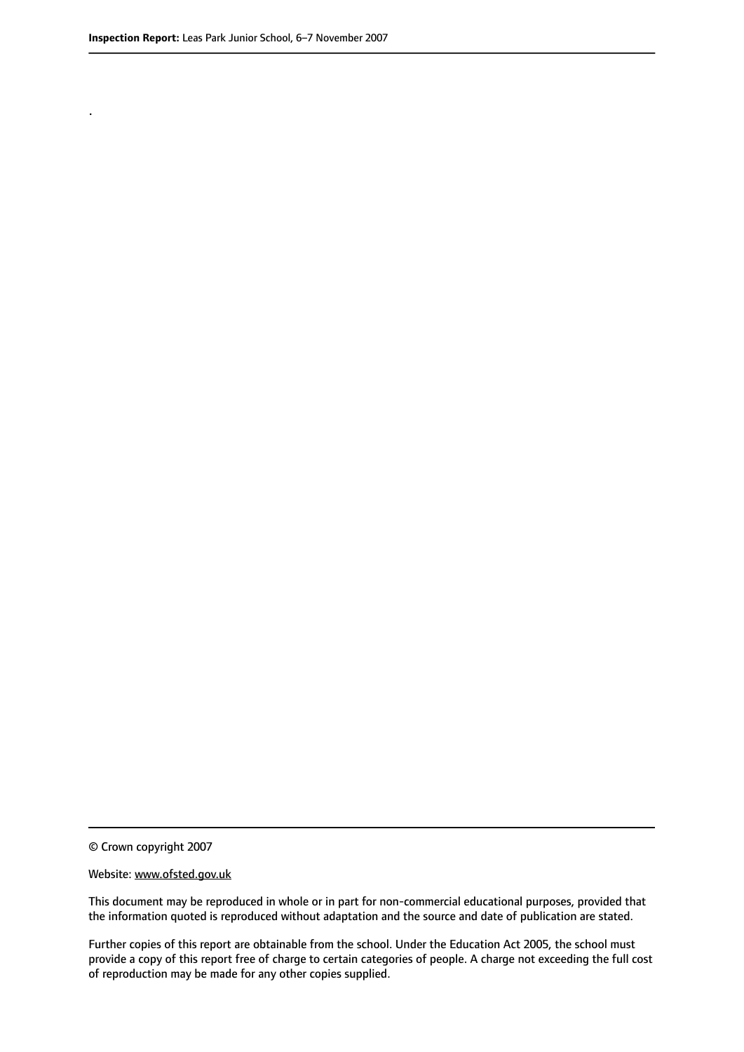.

© Crown copyright 2007

Website: www.ofsted.gov.uk

This document may be reproduced in whole or in part for non-commercial educational purposes, provided that the information quoted is reproduced without adaptation and the source and date of publication are stated.

Further copies of this report are obtainable from the school. Under the Education Act 2005, the school must provide a copy of this report free of charge to certain categories of people. A charge not exceeding the full cost of reproduction may be made for any other copies supplied.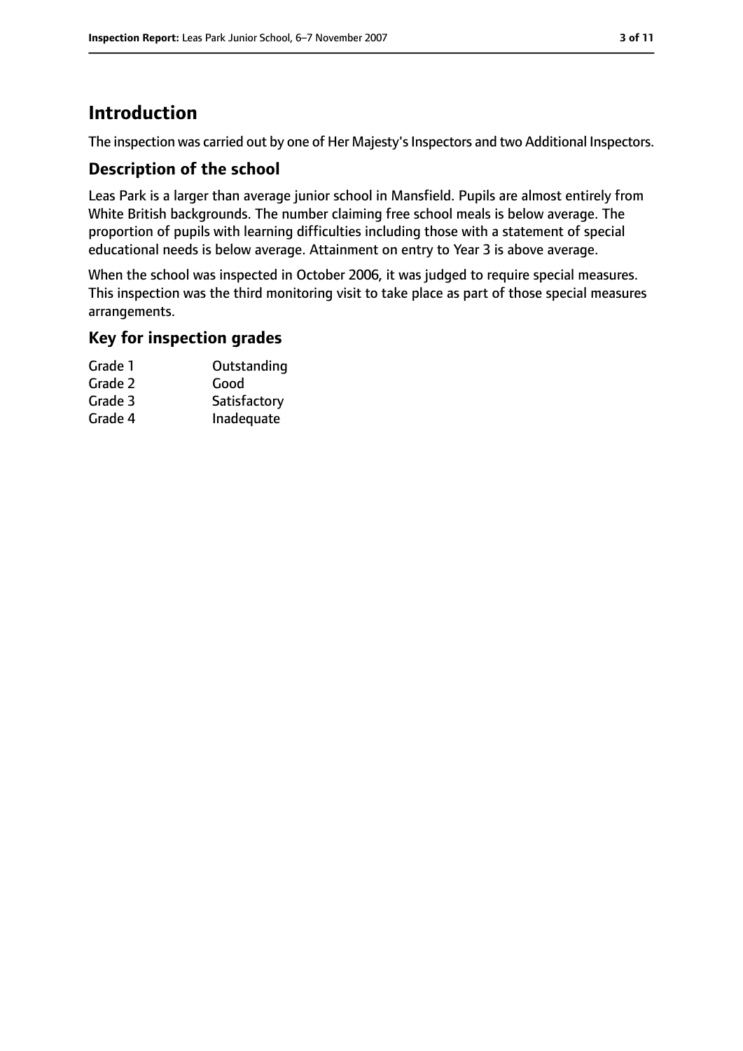# Introduction

The inspection was carried out by one of Her Majesty's Inspectors and two Additional Inspectors.

## Description of the school

Leas Park is a larger than average junior school in Mansfield. Pupils are almost entirely from White British backgrounds. The number claiming free school meals is below average. The proportion of pupils with learning difficulties including those with a statement of special educational needs is below average. Attainment on entry to Year 3 is above average.

When the school was inspected in October 2006, it was judged to require special measures. This inspection was the third monitoring visit to take place as part of those special measures arrangements.

## Key for inspection grades

| | |
|---|---|
| Grade 1 | Outstanding |
| Grade 2 | Good |
| Grade 3 | Satisfactory |
| Grade 4 | Inadequate |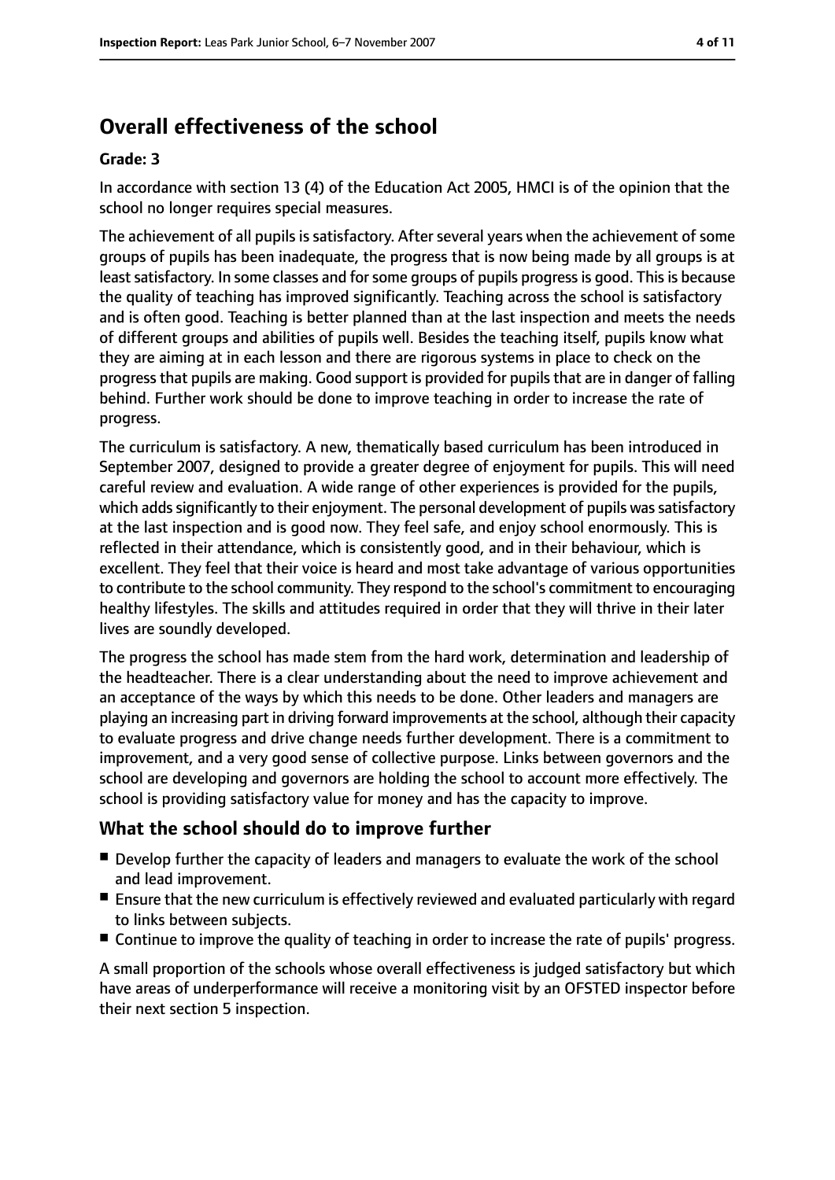# Overall effectiveness of the school

**Grade: 3**

In accordance with section 13 (4) of the Education Act 2005, HMCI is of the opinion that the school no longer requires special measures.

The achievement of all pupils is satisfactory. After several years when the achievement of some groups of pupils has been inadequate, the progress that is now being made by all groups is at least satisfactory. In some classes and for some groups of pupils progress is good. This is because the quality of teaching has improved significantly. Teaching across the school is satisfactory and is often good. Teaching is better planned than at the last inspection and meets the needs of different groups and abilities of pupils well. Besides the teaching itself, pupils know what they are aiming at in each lesson and there are rigorous systems in place to check on the progress that pupils are making. Good support is provided for pupils that are in danger of falling behind. Further work should be done to improve teaching in order to increase the rate of progress.

The curriculum is satisfactory. A new, thematically based curriculum has been introduced in September 2007, designed to provide a greater degree of enjoyment for pupils. This will need careful review and evaluation. A wide range of other experiences is provided for the pupils, which adds significantly to their enjoyment. The personal development of pupils was satisfactory at the last inspection and is good now. They feel safe, and enjoy school enormously. This is reflected in their attendance, which is consistently good, and in their behaviour, which is excellent. They feel that their voice is heard and most take advantage of various opportunities to contribute to the school community. They respond to the school's commitment to encouraging healthy lifestyles. The skills and attitudes required in order that they will thrive in their later lives are soundly developed.

The progress the school has made stem from the hard work, determination and leadership of the headteacher. There is a clear understanding about the need to improve achievement and an acceptance of the ways by which this needs to be done. Other leaders and managers are playing an increasing part in driving forward improvements at the school, although their capacity to evaluate progress and drive change needs further development. There is a commitment to improvement, and a very good sense of collective purpose. Links between governors and the school are developing and governors are holding the school to account more effectively. The school is providing satisfactory value for money and has the capacity to improve.

## What the school should do to improve further

- Develop further the capacity of leaders and managers to evaluate the work of the school and lead improvement.
- Ensure that the new curriculum is effectively reviewed and evaluated particularly with regard to links between subjects.
- Continue to improve the quality of teaching in order to increase the rate of pupils' progress.

A small proportion of the schools whose overall effectiveness is judged satisfactory but which have areas of underperformance will receive a monitoring visit by an OFSTED inspector before their next section 5 inspection.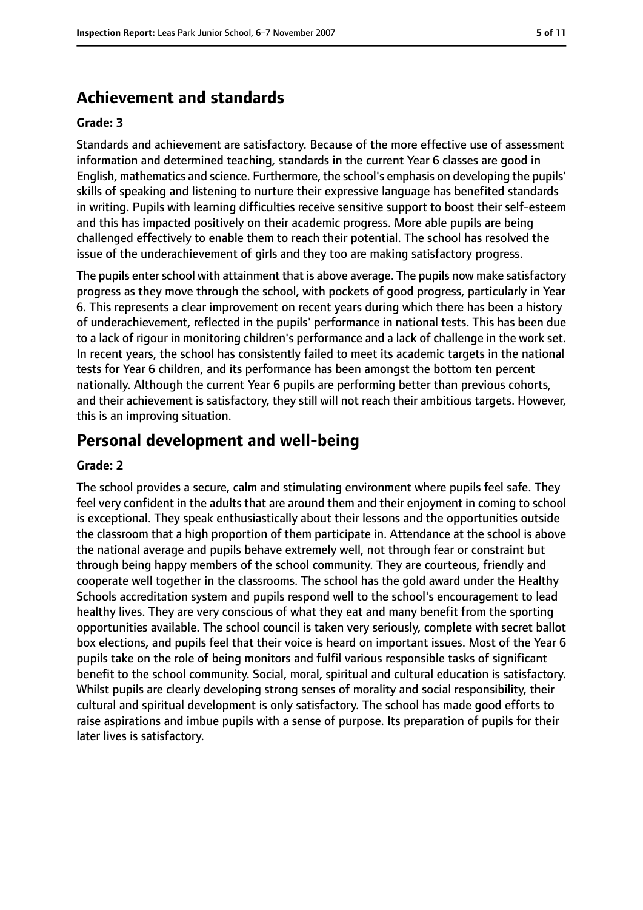## Achievement and standards

**Grade: 3**

Standards and achievement are satisfactory. Because of the more effective use of assessment information and determined teaching, standards in the current Year 6 classes are good in English, mathematics and science. Furthermore, the school's emphasis on developing the pupils' skills of speaking and listening to nurture their expressive language has benefited standards in writing. Pupils with learning difficulties receive sensitive support to boost their self-esteem and this has impacted positively on their academic progress. More able pupils are being challenged effectively to enable them to reach their potential. The school has resolved the issue of the underachievement of girls and they too are making satisfactory progress.

The pupils enter school with attainment that is above average. The pupils now make satisfactory progress as they move through the school, with pockets of good progress, particularly in Year 6. This represents a clear improvement on recent years during which there has been a history of underachievement, reflected in the pupils' performance in national tests. This has been due to a lack of rigour in monitoring children's performance and a lack of challenge in the work set. In recent years, the school has consistently failed to meet its academic targets in the national tests for Year 6 children, and its performance has been amongst the bottom ten percent nationally. Although the current Year 6 pupils are performing better than previous cohorts, and their achievement is satisfactory, they still will not reach their ambitious targets. However, this is an improving situation.

## Personal development and well-being

**Grade: 2**

The school provides a secure, calm and stimulating environment where pupils feel safe. They feel very confident in the adults that are around them and their enjoyment in coming to school is exceptional. They speak enthusiastically about their lessons and the opportunities outside the classroom that a high proportion of them participate in. Attendance at the school is above the national average and pupils behave extremely well, not through fear or constraint but through being happy members of the school community. They are courteous, friendly and cooperate well together in the classrooms. The school has the gold award under the Healthy Schools accreditation system and pupils respond well to the school's encouragement to lead healthy lives. They are very conscious of what they eat and many benefit from the sporting opportunities available. The school council is taken very seriously, complete with secret ballot box elections, and pupils feel that their voice is heard on important issues. Most of the Year 6 pupils take on the role of being monitors and fulfil various responsible tasks of significant benefit to the school community. Social, moral, spiritual and cultural education is satisfactory. Whilst pupils are clearly developing strong senses of morality and social responsibility, their cultural and spiritual development is only satisfactory. The school has made good efforts to raise aspirations and imbue pupils with a sense of purpose. Its preparation of pupils for their later lives is satisfactory.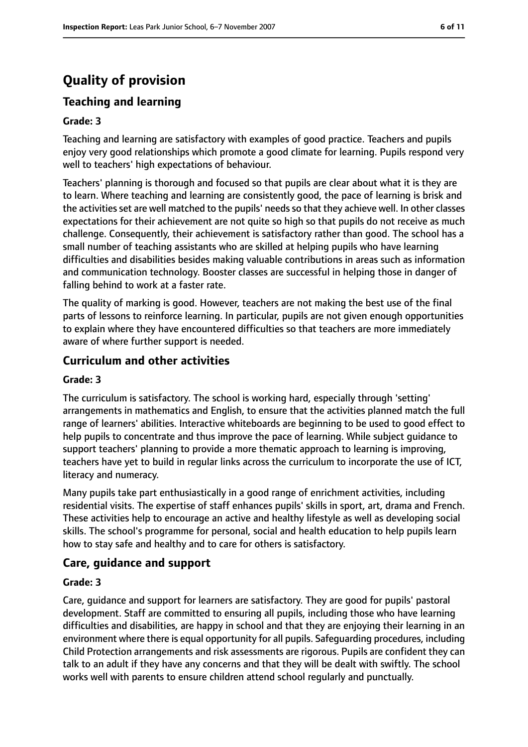# Quality of provision

## Teaching and learning

**Grade: 3**

Teaching and learning are satisfactory with examples of good practice. Teachers and pupils enjoy very good relationships which promote a good climate for learning. Pupils respond very well to teachers' high expectations of behaviour.

Teachers' planning is thorough and focused so that pupils are clear about what it is they are to learn. Where teaching and learning are consistently good, the pace of learning is brisk and the activities set are well matched to the pupils' needs so that they achieve well. In other classes expectations for their achievement are not quite so high so that pupils do not receive as much challenge. Consequently, their achievement is satisfactory rather than good. The school has a small number of teaching assistants who are skilled at helping pupils who have learning difficulties and disabilities besides making valuable contributions in areas such as information and communication technology. Booster classes are successful in helping those in danger of falling behind to work at a faster rate.

The quality of marking is good. However, teachers are not making the best use of the final parts of lessons to reinforce learning. In particular, pupils are not given enough opportunities to explain where they have encountered difficulties so that teachers are more immediately aware of where further support is needed.

## Curriculum and other activities

**Grade: 3**

The curriculum is satisfactory. The school is working hard, especially through 'setting' arrangements in mathematics and English, to ensure that the activities planned match the full range of learners' abilities. Interactive whiteboards are beginning to be used to good effect to help pupils to concentrate and thus improve the pace of learning. While subject guidance to support teachers' planning to provide a more thematic approach to learning is improving, teachers have yet to build in regular links across the curriculum to incorporate the use of ICT, literacy and numeracy.

Many pupils take part enthusiastically in a good range of enrichment activities, including residential visits. The expertise of staff enhances pupils' skills in sport, art, drama and French. These activities help to encourage an active and healthy lifestyle as well as developing social skills. The school's programme for personal, social and health education to help pupils learn how to stay safe and healthy and to care for others is satisfactory.

## Care, guidance and support

**Grade: 3**

Care, guidance and support for learners are satisfactory. They are good for pupils' pastoral development. Staff are committed to ensuring all pupils, including those who have learning difficulties and disabilities, are happy in school and that they are enjoying their learning in an environment where there is equal opportunity for all pupils. Safeguarding procedures, including Child Protection arrangements and risk assessments are rigorous. Pupils are confident they can talk to an adult if they have any concerns and that they will be dealt with swiftly. The school works well with parents to ensure children attend school regularly and punctually.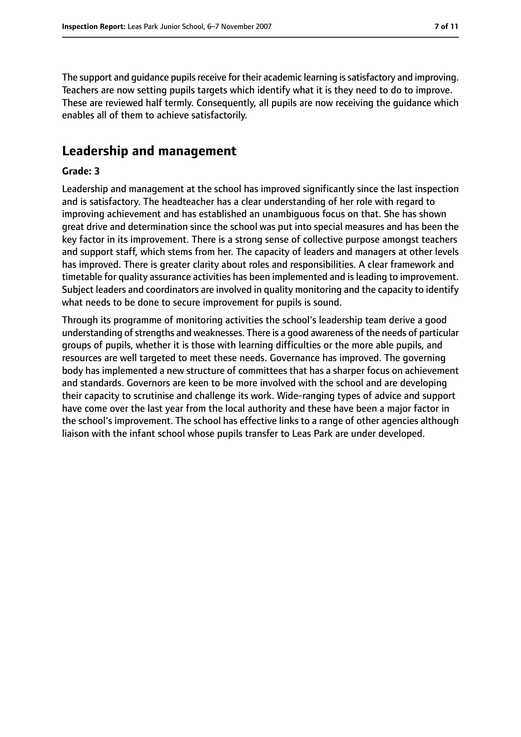The support and guidance pupils receive for their academic learning is satisfactory and improving. Teachers are now setting pupils targets which identify what it is they need to do to improve. These are reviewed half termly. Consequently, all pupils are now receiving the guidance which enables all of them to achieve satisfactorily.

## Leadership and management

**Grade: 3**

Leadership and management at the school has improved significantly since the last inspection and is satisfactory. The headteacher has a clear understanding of her role with regard to improving achievement and has established an unambiguous focus on that. She has shown great drive and determination since the school was put into special measures and has been the key factor in its improvement. There is a strong sense of collective purpose amongst teachers and support staff, which stems from her. The capacity of leaders and managers at other levels has improved. There is greater clarity about roles and responsibilities. A clear framework and timetable for quality assurance activities has been implemented and is leading to improvement. Subject leaders and coordinators are involved in quality monitoring and the capacity to identify what needs to be done to secure improvement for pupils is sound.

Through its programme of monitoring activities the school's leadership team derive a good understanding of strengths and weaknesses. There is a good awareness of the needs of particular groups of pupils, whether it is those with learning difficulties or the more able pupils, and resources are well targeted to meet these needs. Governance has improved. The governing body has implemented a new structure of committees that has a sharper focus on achievement and standards. Governors are keen to be more involved with the school and are developing their capacity to scrutinise and challenge its work. Wide-ranging types of advice and support have come over the last year from the local authority and these have been a major factor in the school's improvement. The school has effective links to a range of other agencies although liaison with the infant school whose pupils transfer to Leas Park are under developed.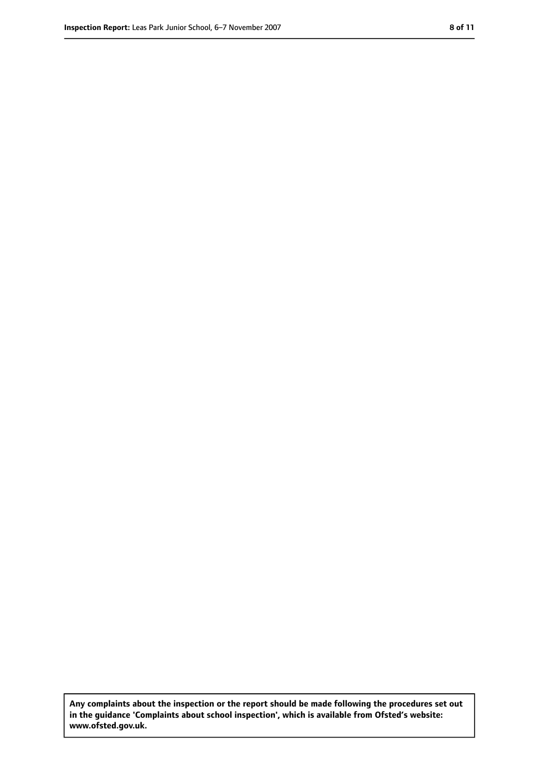**Any complaints about the inspection or the report should be made following the procedures set out in the guidance 'Complaints about school inspection', which is available from Ofsted's website: www.ofsted.gov.uk.**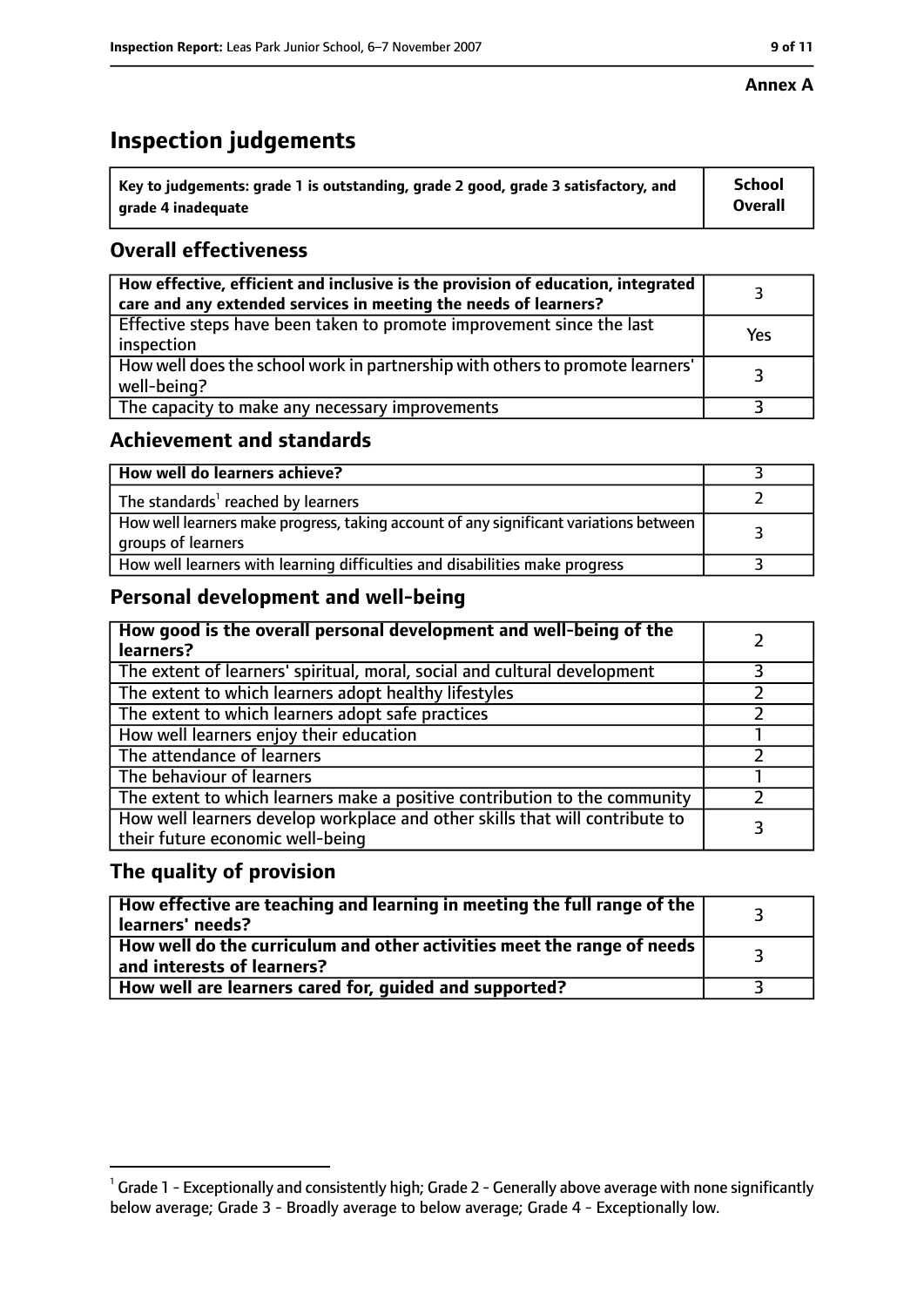**Annex A**

# Inspection judgements

| Key to judgements: grade 1 is outstanding, grade 2 good, grade 3 satisfactory, and grade 4 inadequate | School Overall |
| --- | --- |

## Overall effectiveness

| | |
| --- | --- |
| **How effective, efficient and inclusive is the provision of education, integrated care and any extended services in meeting the needs of learners?** | 3 |
| Effective steps have been taken to promote improvement since the last inspection | Yes |
| How well does the school work in partnership with others to promote learners' well-being? | 3 |
| The capacity to make any necessary improvements | 3 |

## Achievement and standards

| | |
| --- | --- |
| **How well do learners achieve?** | 3 |
| The standards[1] reached by learners | 2 |
| How well learners make progress, taking account of any significant variations between groups of learners | 3 |
| How well learners with learning difficulties and disabilities make progress | 3 |

## Personal development and well-being

| | |
| --- | --- |
| **How good is the overall personal development and well-being of the learners?** | 2 |
| The extent of learners' spiritual, moral, social and cultural development | 3 |
| The extent to which learners adopt healthy lifestyles | 2 |
| The extent to which learners adopt safe practices | 2 |
| How well learners enjoy their education | 1 |
| The attendance of learners | 2 |
| The behaviour of learners | 1 |
| The extent to which learners make a positive contribution to the community | 2 |
| How well learners develop workplace and other skills that will contribute to their future economic well-being | 3 |

## The quality of provision

| | |
| --- | --- |
| **How effective are teaching and learning in meeting the full range of the learners' needs?** | 3 |
| **How well do the curriculum and other activities meet the range of needs and interests of learners?** | 3 |
| **How well are learners cared for, guided and supported?** | 3 |

[1] Grade 1 - Exceptionally and consistently high; Grade 2 - Generally above average with none significantly below average; Grade 3 - Broadly average to below average; Grade 4 - Exceptionally low.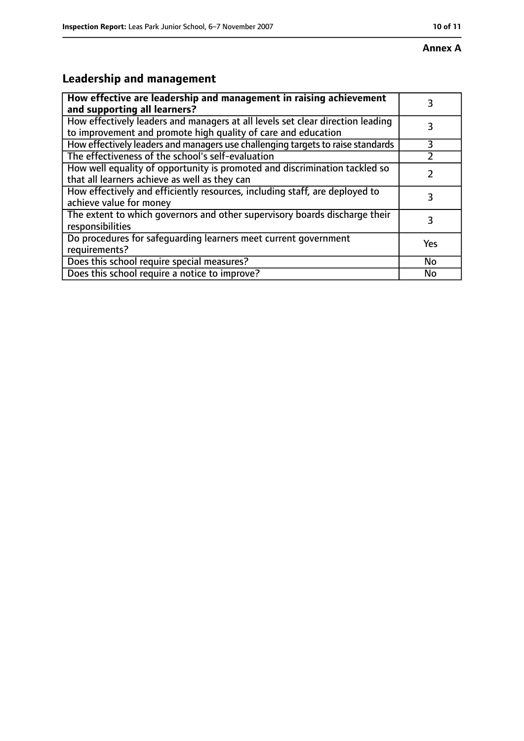**Annex A**

## Leadership and management

| **How effective are leadership and management in raising achievement and supporting all learners?** | 3 |
| --- | --- |
| How effectively leaders and managers at all levels set clear direction leading to improvement and promote high quality of care and education | 3 |
| How effectively leaders and managers use challenging targets to raise standards | 3 |
| The effectiveness of the school's self-evaluation | 2 |
| How well equality of opportunity is promoted and discrimination tackled so that all learners achieve as well as they can | 2 |
| How effectively and efficiently resources, including staff, are deployed to achieve value for money | 3 |
| The extent to which governors and other supervisory boards discharge their responsibilities | 3 |
| Do procedures for safeguarding learners meet current government requirements? | Yes |
| Does this school require special measures? | No |
| Does this school require a notice to improve? | No |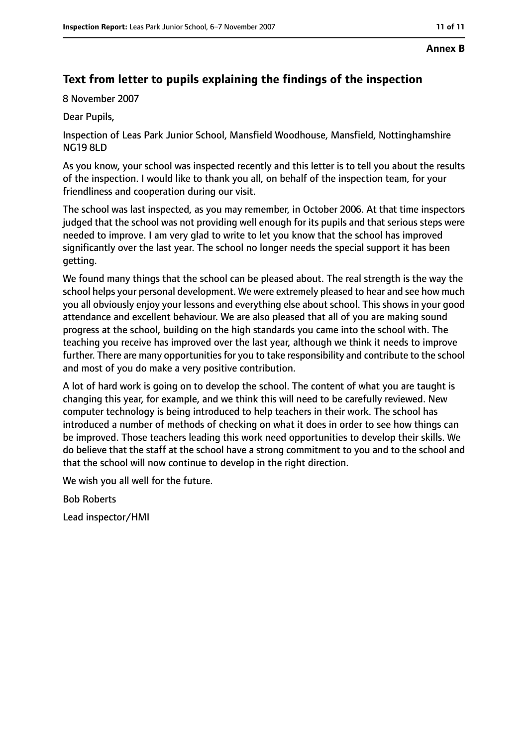**Annex B**

## Text from letter to pupils explaining the findings of the inspection

8 November 2007

Dear Pupils,

Inspection of Leas Park Junior School, Mansfield Woodhouse, Mansfield, Nottinghamshire NG19 8LD

As you know, your school was inspected recently and this letter is to tell you about the results of the inspection. I would like to thank you all, on behalf of the inspection team, for your friendliness and cooperation during our visit.

The school was last inspected, as you may remember, in October 2006. At that time inspectors judged that the school was not providing well enough for its pupils and that serious steps were needed to improve. I am very glad to write to let you know that the school has improved significantly over the last year. The school no longer needs the special support it has been getting.

We found many things that the school can be pleased about. The real strength is the way the school helps your personal development. We were extremely pleased to hear and see how much you all obviously enjoy your lessons and everything else about school. This shows in your good attendance and excellent behaviour. We are also pleased that all of you are making sound progress at the school, building on the high standards you came into the school with. The teaching you receive has improved over the last year, although we think it needs to improve further. There are many opportunities for you to take responsibility and contribute to the school and most of you do make a very positive contribution.

A lot of hard work is going on to develop the school. The content of what you are taught is changing this year, for example, and we think this will need to be carefully reviewed. New computer technology is being introduced to help teachers in their work. The school has introduced a number of methods of checking on what it does in order to see how things can be improved. Those teachers leading this work need opportunities to develop their skills. We do believe that the staff at the school have a strong commitment to you and to the school and that the school will now continue to develop in the right direction.

We wish you all well for the future.

Bob Roberts

Lead inspector/HMI